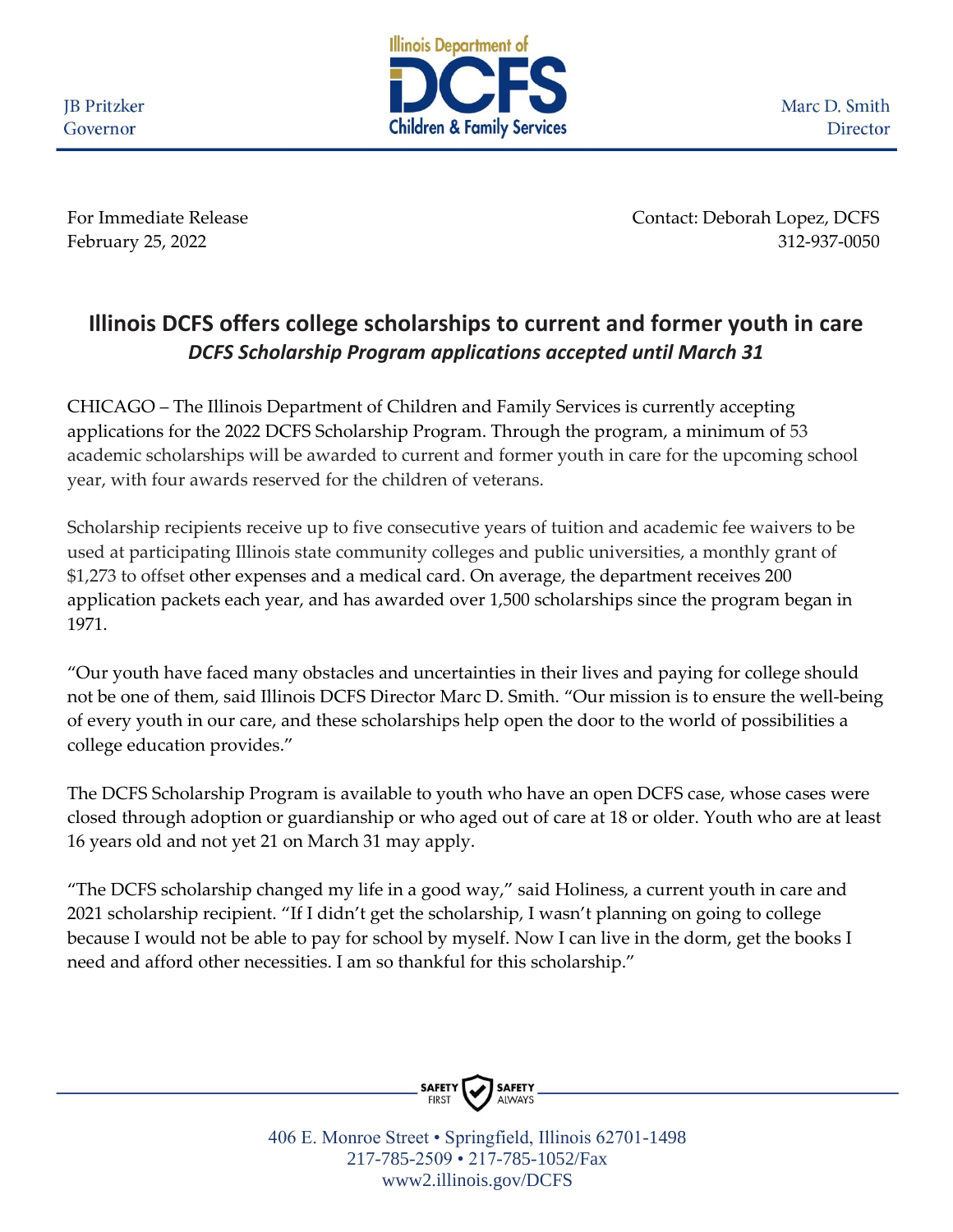JB Pritzker
Governor

Illinois Department of
DCFS
Children & Family Services

Marc D. Smith
Director

For Immediate Release
February 25, 2022

Contact: Deborah Lopez, DCFS
312-937-0050

# Illinois DCFS offers college scholarships to current and former youth in care

***DCFS Scholarship Program applications accepted until March 31***

CHICAGO – The Illinois Department of Children and Family Services is currently accepting applications for the 2022 DCFS Scholarship Program. Through the program, a minimum of 53 academic scholarships will be awarded to current and former youth in care for the upcoming school year, with four awards reserved for the children of veterans.

Scholarship recipients receive up to five consecutive years of tuition and academic fee waivers to be used at participating Illinois state community colleges and public universities, a monthly grant of $1,273 to offset other expenses and a medical card. On average, the department receives 200 application packets each year, and has awarded over 1,500 scholarships since the program began in 1971.

"Our youth have faced many obstacles and uncertainties in their lives and paying for college should not be one of them, said Illinois DCFS Director Marc D. Smith. "Our mission is to ensure the well-being of every youth in our care, and these scholarships help open the door to the world of possibilities a college education provides."

The DCFS Scholarship Program is available to youth who have an open DCFS case, whose cases were closed through adoption or guardianship or who aged out of care at 18 or older. Youth who are at least 16 years old and not yet 21 on March 31 may apply.

"The DCFS scholarship changed my life in a good way," said Holiness, a current youth in care and 2021 scholarship recipient. "If I didn't get the scholarship, I wasn't planning on going to college because I would not be able to pay for school by myself. Now I can live in the dorm, get the books I need and afford other necessities. I am so thankful for this scholarship."

SAFETY FIRST SAFETY ALWAYS

406 E. Monroe Street • Springfield, Illinois 62701-1498
217-785-2509 • 217-785-1052/Fax
www2.illinois.gov/DCFS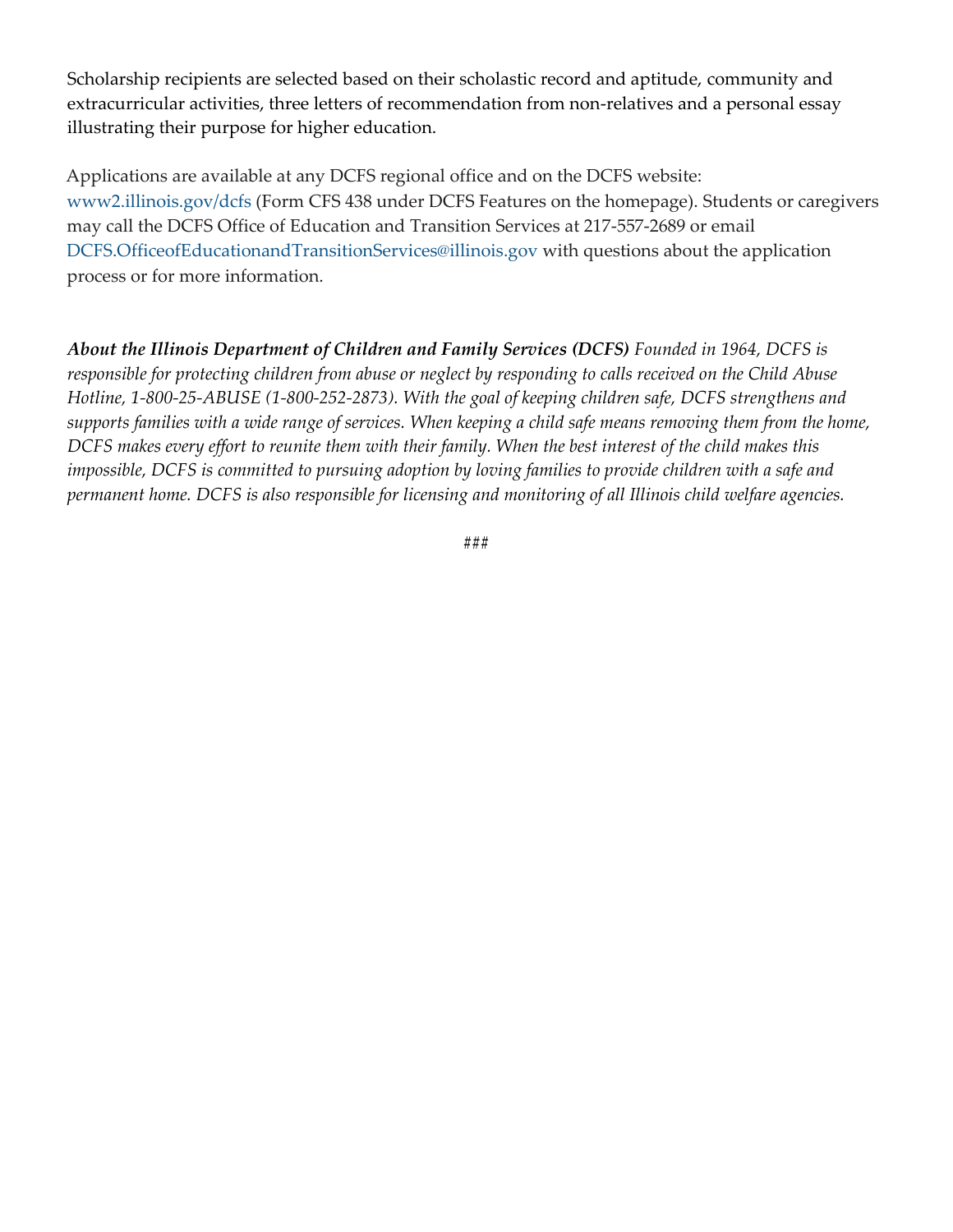Scholarship recipients are selected based on their scholastic record and aptitude, community and extracurricular activities, three letters of recommendation from non-relatives and a personal essay illustrating their purpose for higher education.

Applications are available at any DCFS regional office and on the DCFS website: www2.illinois.gov/dcfs (Form CFS 438 under DCFS Features on the homepage). Students or caregivers may call the DCFS Office of Education and Transition Services at 217-557-2689 or email DCFS.OfficeofEducationandTransitionServices@illinois.gov with questions about the application process or for more information.

***About the Illinois Department of Children and Family Services (DCFS)*** *Founded in 1964, DCFS is responsible for protecting children from abuse or neglect by responding to calls received on the Child Abuse Hotline, 1-800-25-ABUSE (1-800-252-2873). With the goal of keeping children safe, DCFS strengthens and supports families with a wide range of services. When keeping a child safe means removing them from the home, DCFS makes every effort to reunite them with their family. When the best interest of the child makes this impossible, DCFS is committed to pursuing adoption by loving families to provide children with a safe and permanent home. DCFS is also responsible for licensing and monitoring of all Illinois child welfare agencies.*

###